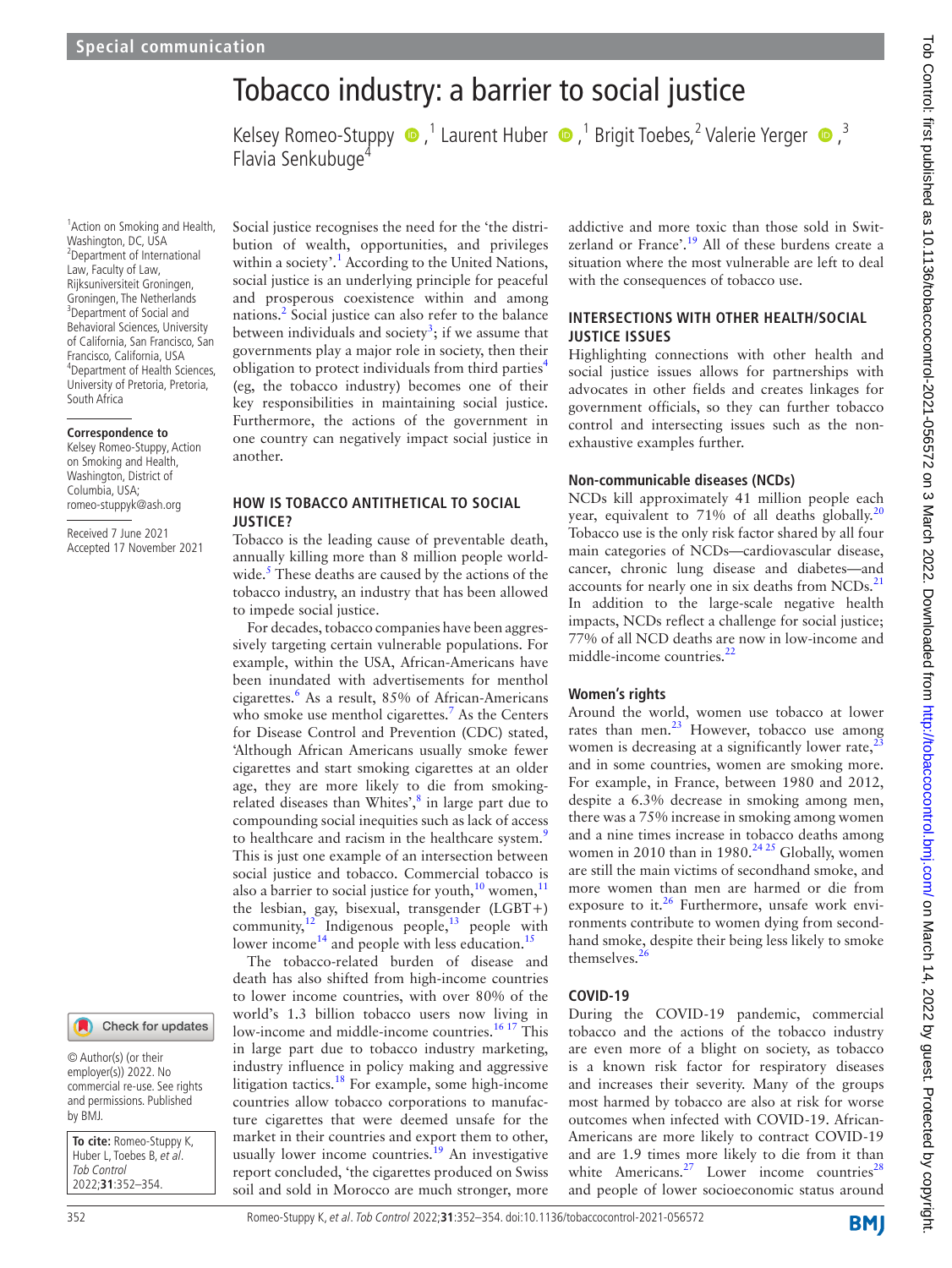Special communication

# Tobacco industry: a barrier to social justice

Kelsey Romeo-Stuppy [1], Laurent Huber [1], Brigit Toebes [2], Valerie Yerger [3], Flavia Senkubuge [4]

[1] Action on Smoking and Health, Washington, DC, USA
[2] Department of International Law, Faculty of Law, Rijksuniversiteit Groningen, Groningen, The Netherlands
[3] Department of Social and Behavioral Sciences, University of California, San Francisco, San Francisco, California, USA
[4] Department of Health Sciences, University of Pretoria, Pretoria, South Africa

**Correspondence to**
Kelsey Romeo-Stuppy, Action on Smoking and Health, Washington, District of Columbia, USA; romeo-stuppyk@ash.org

Received 7 June 2021
Accepted 17 November 2021

© Author(s) (or their employer(s)) 2022. No commercial re-use. See rights and permissions. Published by BMJ.

**To cite:** Romeo-Stuppy K, Huber L, Toebes B, *et al*. *Tob Control* 2022;**31**:352–354.

Social justice recognises the need for the 'the distribution of wealth, opportunities, and privileges within a society'.[1] According to the United Nations, social justice is an underlying principle for peaceful and prosperous coexistence within and among nations.[2] Social justice can also refer to the balance between individuals and society[3]; if we assume that governments play a major role in society, then their obligation to protect individuals from third parties[4] (eg, the tobacco industry) becomes one of their key responsibilities in maintaining social justice. Furthermore, the actions of the government in one country can negatively impact social justice in another.

## HOW IS TOBACCO ANTITHETICAL TO SOCIAL JUSTICE?

Tobacco is the leading cause of preventable death, annually killing more than 8 million people worldwide.[5] These deaths are caused by the actions of the tobacco industry, an industry that has been allowed to impede social justice.

For decades, tobacco companies have been aggressively targeting certain vulnerable populations. For example, within the USA, African-Americans have been inundated with advertisements for menthol cigarettes.[6] As a result, 85% of African-Americans who smoke use menthol cigarettes.[7] As the Centers for Disease Control and Prevention (CDC) stated, 'Although African Americans usually smoke fewer cigarettes and start smoking cigarettes at an older age, they are more likely to die from smoking-related diseases than Whites',[8] in large part due to compounding social inequities such as lack of access to healthcare and racism in the healthcare system.[9] This is just one example of an intersection between social justice and tobacco. Commercial tobacco is also a barrier to social justice for youth,[10] women,[11] the lesbian, gay, bisexual, transgender (LGBT+) community,[12] Indigenous people,[13] people with lower income[14] and people with less education.[15]

The tobacco-related burden of disease and death has also shifted from high-income countries to lower income countries, with over 80% of the world's 1.3 billion tobacco users now living in low-income and middle-income countries.[16 17] This in large part due to tobacco industry marketing, industry influence in policy making and aggressive litigation tactics.[18] For example, some high-income countries allow tobacco corporations to manufacture cigarettes that were deemed unsafe for the market in their countries and export them to other, usually lower income countries.[19] An investigative report concluded, 'the cigarettes produced on Swiss soil and sold in Morocco are much stronger, more addictive and more toxic than those sold in Switzerland or France'.[19] All of these burdens create a situation where the most vulnerable are left to deal with the consequences of tobacco use.

## INTERSECTIONS WITH OTHER HEALTH/SOCIAL JUSTICE ISSUES

Highlighting connections with other health and social justice issues allows for partnerships with advocates in other fields and creates linkages for government officials, so they can further tobacco control and intersecting issues such as the non-exhaustive examples further.

### Non-communicable diseases (NCDs)

NCDs kill approximately 41 million people each year, equivalent to 71% of all deaths globally.[20] Tobacco use is the only risk factor shared by all four main categories of NCDs—cardiovascular disease, cancer, chronic lung disease and diabetes—and accounts for nearly one in six deaths from NCDs.[21] In addition to the large-scale negative health impacts, NCDs reflect a challenge for social justice; 77% of all NCD deaths are now in low-income and middle-income countries.[22]

### Women's rights

Around the world, women use tobacco at lower rates than men.[23] However, tobacco use among women is decreasing at a significantly lower rate,[23] and in some countries, women are smoking more. For example, in France, between 1980 and 2012, despite a 6.3% decrease in smoking among men, there was a 75% increase in smoking among women and a nine times increase in tobacco deaths among women in 2010 than in 1980.[24 25] Globally, women are still the main victims of secondhand smoke, and more women than men are harmed or die from exposure to it.[26] Furthermore, unsafe work environments contribute to women dying from secondhand smoke, despite their being less likely to smoke themselves.[26]

### COVID-19

During the COVID-19 pandemic, commercial tobacco and the actions of the tobacco industry are even more of a blight on society, as tobacco is a known risk factor for respiratory diseases and increases their severity. Many of the groups most harmed by tobacco are also at risk for worse outcomes when infected with COVID-19. African-Americans are more likely to contract COVID-19 and are 1.9 times more likely to die from it than white Americans.[27] Lower income countries[28] and people of lower socioeconomic status around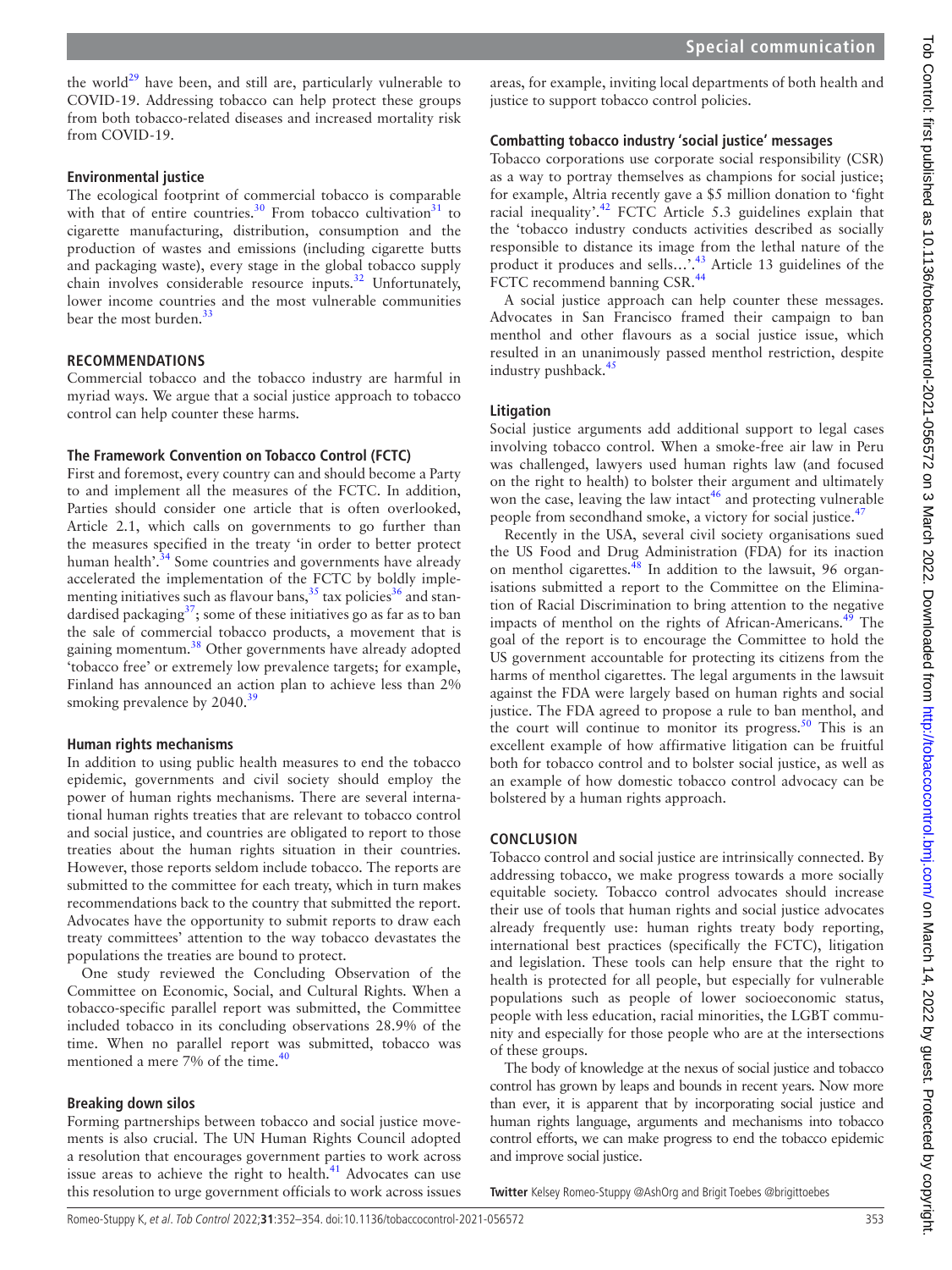the world[29] have been, and still are, particularly vulnerable to COVID-19. Addressing tobacco can help protect these groups from both tobacco-related diseases and increased mortality risk from COVID-19.

### Environmental justice

The ecological footprint of commercial tobacco is comparable with that of entire countries.[30] From tobacco cultivation[31] to cigarette manufacturing, distribution, consumption and the production of wastes and emissions (including cigarette butts and packaging waste), every stage in the global tobacco supply chain involves considerable resource inputs.[32] Unfortunately, lower income countries and the most vulnerable communities bear the most burden.[33]

## RECOMMENDATIONS

Commercial tobacco and the tobacco industry are harmful in myriad ways. We argue that a social justice approach to tobacco control can help counter these harms.

### The Framework Convention on Tobacco Control (FCTC)

First and foremost, every country can and should become a Party to and implement all the measures of the FCTC. In addition, Parties should consider one article that is often overlooked, Article 2.1, which calls on governments to go further than the measures specified in the treaty 'in order to better protect human health'.[34] Some countries and governments have already accelerated the implementation of the FCTC by boldly implementing initiatives such as flavour bans,[35] tax policies[36] and standardised packaging[37]; some of these initiatives go as far as to ban the sale of commercial tobacco products, a movement that is gaining momentum.[38] Other governments have already adopted 'tobacco free' or extremely low prevalence targets; for example, Finland has announced an action plan to achieve less than 2% smoking prevalence by 2040.[39]

### Human rights mechanisms

In addition to using public health measures to end the tobacco epidemic, governments and civil society should employ the power of human rights mechanisms. There are several international human rights treaties that are relevant to tobacco control and social justice, and countries are obligated to report to those treaties about the human rights situation in their countries. However, those reports seldom include tobacco. The reports are submitted to the committee for each treaty, which in turn makes recommendations back to the country that submitted the report. Advocates have the opportunity to submit reports to draw each treaty committees' attention to the way tobacco devastates the populations the treaties are bound to protect.

One study reviewed the Concluding Observation of the Committee on Economic, Social, and Cultural Rights. When a tobacco-specific parallel report was submitted, the Committee included tobacco in its concluding observations 28.9% of the time. When no parallel report was submitted, tobacco was mentioned a mere 7% of the time.[40]

### Breaking down silos

Forming partnerships between tobacco and social justice movements is also crucial. The UN Human Rights Council adopted a resolution that encourages government parties to work across issue areas to achieve the right to health.[41] Advocates can use this resolution to urge government officials to work across issues areas, for example, inviting local departments of both health and justice to support tobacco control policies.

### Combatting tobacco industry 'social justice' messages

Tobacco corporations use corporate social responsibility (CSR) as a way to portray themselves as champions for social justice; for example, Altria recently gave a $5 million donation to 'fight racial inequality'.[42] FCTC Article 5.3 guidelines explain that the 'tobacco industry conducts activities described as socially responsible to distance its image from the lethal nature of the product it produces and sells…'.[43] Article 13 guidelines of the FCTC recommend banning CSR.[44]

A social justice approach can help counter these messages. Advocates in San Francisco framed their campaign to ban menthol and other flavours as a social justice issue, which resulted in an unanimously passed menthol restriction, despite industry pushback.[45]

### Litigation

Social justice arguments add additional support to legal cases involving tobacco control. When a smoke-free air law in Peru was challenged, lawyers used human rights law (and focused on the right to health) to bolster their argument and ultimately won the case, leaving the law intact[46] and protecting vulnerable people from secondhand smoke, a victory for social justice.[47]

Recently in the USA, several civil society organisations sued the US Food and Drug Administration (FDA) for its inaction on menthol cigarettes.[48] In addition to the lawsuit, 96 organisations submitted a report to the Committee on the Elimination of Racial Discrimination to bring attention to the negative impacts of menthol on the rights of African-Americans.[49] The goal of the report is to encourage the Committee to hold the US government accountable for protecting its citizens from the harms of menthol cigarettes. The legal arguments in the lawsuit against the FDA were largely based on human rights and social justice. The FDA agreed to propose a rule to ban menthol, and the court will continue to monitor its progress.[50] This is an excellent example of how affirmative litigation can be fruitful both for tobacco control and to bolster social justice, as well as an example of how domestic tobacco control advocacy can be bolstered by a human rights approach.

## CONCLUSION

Tobacco control and social justice are intrinsically connected. By addressing tobacco, we make progress towards a more socially equitable society. Tobacco control advocates should increase their use of tools that human rights and social justice advocates already frequently use: human rights treaty body reporting, international best practices (specifically the FCTC), litigation and legislation. These tools can help ensure that the right to health is protected for all people, but especially for vulnerable populations such as people of lower socioeconomic status, people with less education, racial minorities, the LGBT community and especially for those people who are at the intersections of these groups.

The body of knowledge at the nexus of social justice and tobacco control has grown by leaps and bounds in recent years. Now more than ever, it is apparent that by incorporating social justice and human rights language, arguments and mechanisms into tobacco control efforts, we can make progress to end the tobacco epidemic and improve social justice.

**Twitter** Kelsey Romeo-Stuppy @AshOrg and Brigit Toebes @brigittoebes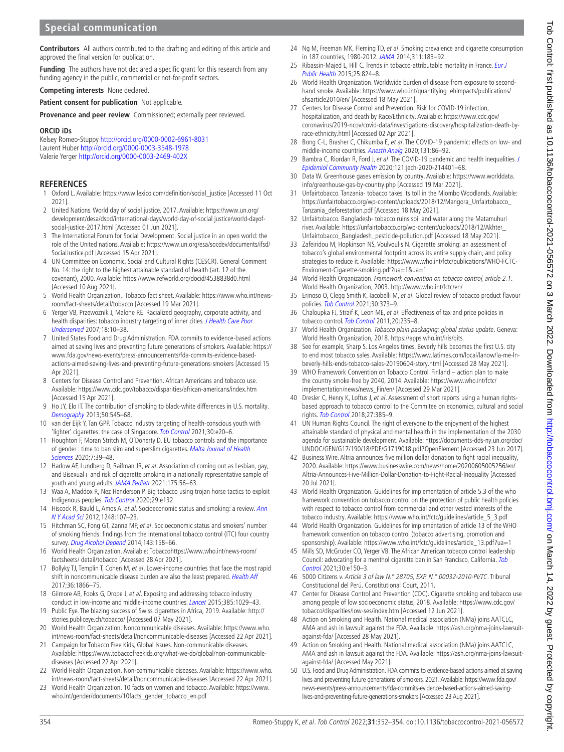**Contributors** All authors contributed to the drafting and editing of this article and approved the final version for publication.

**Funding** The authors have not declared a specific grant for this research from any funding agency in the public, commercial or not-for-profit sectors.

**Competing interests** None declared.

**Patient consent for publication** Not applicable.

**Provenance and peer review** Commissioned; externally peer reviewed.

**ORCID iDs**

Kelsey Romeo-Stuppy http://orcid.org/0000-0002-6961-8031
Laurent Huber http://orcid.org/0000-0003-3548-1978
Valerie Yerger http://orcid.org/0000-0003-2469-402X

## REFERENCES

1. Oxford L. Available: https://www.lexico.com/definition/social_justice [Accessed 11 Oct 2021].
2. United Nations. World day of social justice, 2017. Available: https://www.un.org/development/desa/dspd/international-days/world-day-of-social-justice/world-dayof-social-justice-2017.html [Accessed 01 Jun 2021].
3. The International Forum for Social Development. Social justice in an open world: the role of the United nations. Available: https://www.un.org/esa/socdev/documents/ifsd/SocialJustice.pdf [Accessed 15 Apr 2021].
4. UN Committee on Economic, Social and Cultural Rights (CESCR). General Comment No. 14: the right to the highest attainable standard of health (art. 12 of the covenant), 2000. Available: https://www.refworld.org/docid/4538838d0.html [Accessed 10 Aug 2021].
5. World Health Organization,. Tobacco fact sheet. Available: https://www.who.int/news-room/fact-sheets/detail/tobacco [Accessed 19 Mar 2021].
6. Yerger VB, Przewoznik J, Malone RE. Racialized geography, corporate activity, and health disparities: tobacco industry targeting of inner cities. *J Health Care Poor Underserved* 2007;18:10–38.
7. United States Food and Drug Administration. FDA commits to evidence-based actions aimed at saving lives and preventing future generations of smokers. Available: https://www.fda.gov/news-events/press-announcements/fda-commits-evidence-based-actions-aimed-saving-lives-and-preventing-future-generations-smokers [Accessed 15 Apr 2021].
8. Centers for Disease Control and Prevention. African Americans and tobacco use. Available: https://www.cdc.gov/tobacco/disparities/african-americans/index.htm [Accessed 15 Apr 2021].
9. Ho JY, Elo IT. The contribution of smoking to black-white differences in U.S. mortality. *Demography* 2013;50:545–68.
10. van der Eijk Y, Tan GPP. Tobacco industry targeting of health-conscious youth with 'lighter' cigarettes: the case of Singapore. *Tob Control* 2021;30:e20–6.
11. Houghton F, Moran Stritch M, O'Doherty D. EU tobacco controls and the importance of gender : time to ban slim and superslim cigarettes. *Malta Journal of Health Sciences* 2020;7:39–48.
12. Harlow AF, Lundberg D, Raifman JR, *et al*. Association of coming out as Lesbian, gay, and Bisexual+ and risk of cigarette smoking in a nationally representative sample of youth and young adults. *JAMA Pediatr* 2021;175:56–63.
13. Waa A, Maddox R, Nez Henderson P. Big tobacco using trojan horse tactics to exploit Indigenous peoples. *Tob Control* 2020;29:e132.
14. Hiscock R, Bauld L, Amos A, *et al*. Socioeconomic status and smoking: a review. *Ann N Y Acad Sci* 2012;1248:107–23.
15. Hitchman SC, Fong GT, Zanna MP, *et al*. Socioeconomic status and smokers' number of smoking friends: findings from the International tobacco control (ITC) four country survey. *Drug Alcohol Depend* 2014;143:158–66.
16. World Health Organization. Available: Tobaccohttps://www.who.int/news-room/factsheets/ detail/tobacco [Accessed 28 Apr 2021].
17. Bollyky TJ, Templin T, Cohen M, *et al*. Lower-income countries that face the most rapid shift in noncommunicable disease burden are also the least prepared. *Health Aff* 2017;36:1866–75.
18. Gilmore AB, Fooks G, Drope J, *et al*. Exposing and addressing tobacco industry conduct in low-income and middle-income countries. *Lancet* 2015;385:1029–43.
19. Public Eye. The blazing success of Swiss cigarettes in Africa, 2019. Available: http://stories.publiceye.ch/tobacco/ [Accessed 07 May 2021].
20. World Health Organization. Noncommunicable diseases. Available: https://www.who.int/news-room/fact-sheets/detail/noncommunicable-diseases [Accessed 22 Apr 2021].
21. Campaign for Tobacco Free Kids, Global Issues. Non-communicable diseases. Available: https://www.tobaccofreekids.org/what-we-do/global/non-communicable-diseases [Accessed 22 Apr 2021].
22. World Health Organization. Non-communicable diseases. Available: https://www.who.int/news-room/fact-sheets/detail/noncommunicable-diseases [Accessed 22 Apr 2021].
23. World Health Organization. 10 facts on women and tobacco. Available: https://www.who.int/gender/documents/10facts_gender_tobacco_en.pdf
24. Ng M, Freeman MK, Fleming TD, *et al*. Smoking prevalence and cigarette consumption in 187 countries, 1980-2012. *JAMA* 2014;311:183–92.
25. Ribassin-Majed L, Hill C. Trends in tobacco-attributable mortality in France. *Eur J Public Health* 2015;25:824–8.
26. World Health Organization. Worldwide burden of disease from exposure to second-hand smoke. Available: https://www.who.int/quantifying_ehimpacts/publications/shsarticle2010/en/ [Accessed 18 May 2021].
27. Centers for Disease Control and Prevention. Risk for COVID-19 infection, hospitalization, and death by Race/Ethnicity. Available: https://www.cdc.gov/coronavirus/2019-ncov/covid-data/investigations-discovery/hospitalization-death-by-race-ethnicity.html [Accessed 02 Apr 2021].
28. Bong C-L, Brasher C, Chikumba E, *et al*. The COVID-19 pandemic: effects on low- and middle-income countries. *Anesth Analg* 2020;131:86–92.
29. Bambra C, Riordan R, Ford J, *et al*. The COVID-19 pandemic and health inequalities. *J Epidemiol Community Health* 2020;121:jech-2020-214401–68.
30. Data W. Greenhouse gases emission by country. Available: https://www.worlddata.info/greenhouse-gas-by-country.php [Accessed 19 Mar 2021].
31. Unfairtobacco. Tanzania- tobacco takes its toll in the Miombo Woodlands. Available: https://unfairtobacco.org/wp-content/uploads/2018/12/Mangora_Unfairtobacco_Tanzania_deforestation.pdf [Accessed 18 May 2021].
32. Unfairtobacco. Bangladesh- tobacco ruins soil and water along the Matamuhuri river. Available: https://unfairtobacco.org/wp-content/uploads/2018/12/Akhter_Unfairtobacco_Bangladesh_pesticide-pollution.pdf [Accessed 18 May 2021].
33. Zafeiridou M, Hopkinson NS, Voulvoulis N. Cigarette smoking: an assessment of tobacco's global environmental footprint across its entire supply chain, and policy strategies to reduce it. Available: https://www.who.int/fctc/publications/WHO-FCTC-Enviroment-Cigarette-smoking.pdf?ua=1&ua=1
34. World Health Organization. *Framework convention on tobacco control, article 2.1*. World Health Organization, 2003. http://www.who.int/fctc/en/
35. Erinoso O, Clegg Smith K, Iacobelli M, *et al*. Global review of tobacco product flavour policies. *Tob Control* 2021;30:373–9.
36. Chaloupka FJ, Straif K, Leon ME, *et al*. Effectiveness of tax and price policies in tobacco control. *Tob Control* 2011;20:235–8.
37. World Health Organization. *Tobacco plain packaging: global status update*. Geneva: World Health Organization, 2018. https://apps.who.int/iris/bits.
38. See for example, Sharp S. Los Angeles times. Beverly hills becomes the first U.S. city to end most tobacco sales. Available: https://www.latimes.com/local/lanow/la-me-ln-beverly-hills-ends-tobacco-sales-20190604-story.html [Accessed 28 May 2021].
39. WHO Framework Convention on Tobacco Control. Finland – action plan to make the country smoke-free by 2040, 2014. Available: https://www.who.int/fctc/implementation/news/news_Fin/en/ [Accessed 29 Mar 2021].
40. Dresler C, Henry K, Loftus J, *et al*. Assessment of short reports using a human rights-based approach to tobacco control to the Commitee on economics, cultural and social rights. *Tob Control* 2018;27:385–9.
41. UN Human Rights Council. The right of everyone to the enjoyment of the highest attainable standard of physical and mental health in the implementation of the 2030 agenda for sustainable development. Available: https://documents-dds-ny.un.org/doc/UNDOC/GEN/G17/190/18/PDF/G1719018.pdf?OpenElement [Accessed 23 Jun 2017].
42. Business Wire. Altria announces five million dollar donation to fight racial inequality, 2020. Available: https://www.businesswire.com/news/home/20200605005256/en/Altria-Announces-Five-Million-Dollar-Donation-to-Fight-Racial-Inequality [Accessed 20 Jul 2021].
43. World Health Organization. Guidelines for implementation of article 5.3 of the who framework convention on tobacco control on the protection of public health policies with respect to tobacco control from commercial and other vested interests of the tobacco industry. Available: https://www.who.int/fctc/guidelines/article_5_3.pdf
44. World Health Organization. Guidelines for implementation of article 13 of the WHO framework convention on tobacco control (tobacco advertising, promotion and sponsorship). Available: https://www.who.int/fctc/guidelines/article_13.pdf?ua=1
45. Mills SD, McGruder CO, Yerger VB. The African American tobacco control leadership Council: advocating for a menthol cigarette ban in San Francisco, California. *Tob Control* 2021;30:e150–3.
46. 5000 Citizens v. *Article 3 of law N.° 28705, EXP. N.° 00032-2010-PI/TC*. Tribunal Constitucional del Perú. Constitutional Court, 2011.
47. Center for Disease Control and Prevention (CDC). Cigarette smoking and tobacco use among people of low socioeconomic status, 2018. Available: https://www.cdc.gov/tobacco/disparities/low-ses/index.htm [Accessed 12 Jun 2021].
48. Action on Smoking and Health. National medical association (NMa) joins AATCLC, AMA and ash in lawsuit against the FDA. Available: https://ash.org/nma-joins-lawsuit-against-fda/ [Accessed 28 May 2021].
49. Action on Smoking and Health. National medical association (NMa) joins AATCLC, AMA and ash in lawsuit against the FDA. Available: https://ash.org/nma-joins-lawsuit-against-fda/ [Accessed May 2021].
50. U.S. Food and Drug Administration. FDA commits to evidence-based actions aimed at saving lives and preventing future generations of smokers, 2021. Available: https://www.fda.gov/news-events/press-announcements/fda-commits-evidence-based-actions-aimed-saving-lives-and-preventing-future-generations-smokers [Accessed 23 Aug 2021].